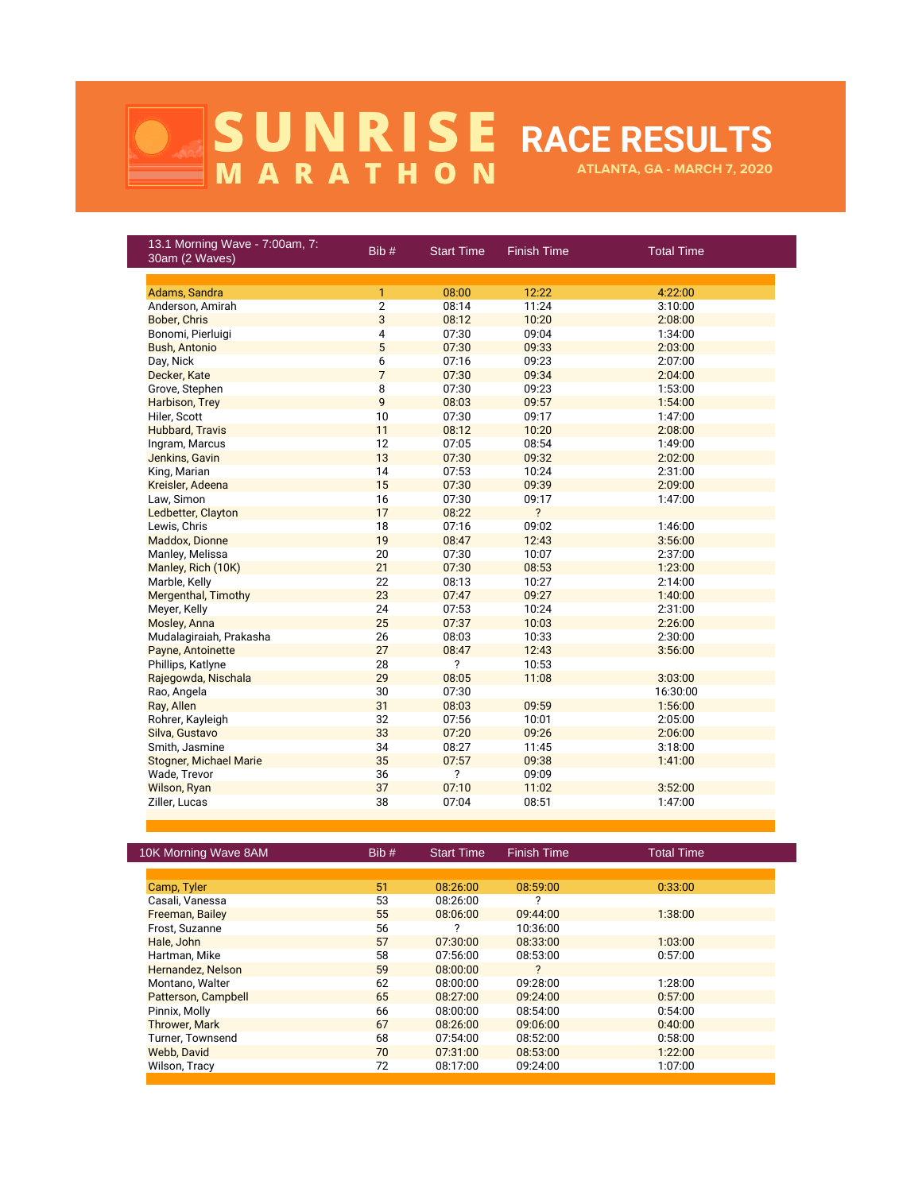# SUNRISE MARATHON RACE RESULTS

ATLANTA, GA - MARCH 7, 2020

| 13.1 Morning Wave - 7:00am, 7:30am (2 Waves) | Bib # | Start Time | Finish Time | Total Time |
|---|---|---|---|---|
| Adams, Sandra | 1 | 08:00 | 12:22 | 4:22:00 |
| Anderson, Amirah | 2 | 08:14 | 11:24 | 3:10:00 |
| Bober, Chris | 3 | 08:12 | 10:20 | 2:08:00 |
| Bonomi, Pierluigi | 4 | 07:30 | 09:04 | 1:34:00 |
| Bush, Antonio | 5 | 07:30 | 09:33 | 2:03:00 |
| Day, Nick | 6 | 07:16 | 09:23 | 2:07:00 |
| Decker, Kate | 7 | 07:30 | 09:34 | 2:04:00 |
| Grove, Stephen | 8 | 07:30 | 09:23 | 1:53:00 |
| Harbison, Trey | 9 | 08:03 | 09:57 | 1:54:00 |
| Hiler, Scott | 10 | 07:30 | 09:17 | 1:47:00 |
| Hubbard, Travis | 11 | 08:12 | 10:20 | 2:08:00 |
| Ingram, Marcus | 12 | 07:05 | 08:54 | 1:49:00 |
| Jenkins, Gavin | 13 | 07:30 | 09:32 | 2:02:00 |
| King, Marian | 14 | 07:53 | 10:24 | 2:31:00 |
| Kreisler, Adeena | 15 | 07:30 | 09:39 | 2:09:00 |
| Law, Simon | 16 | 07:30 | 09:17 | 1:47:00 |
| Ledbetter, Clayton | 17 | 08:22 | ? | |
| Lewis, Chris | 18 | 07:16 | 09:02 | 1:46:00 |
| Maddox, Dionne | 19 | 08:47 | 12:43 | 3:56:00 |
| Manley, Melissa | 20 | 07:30 | 10:07 | 2:37:00 |
| Manley, Rich (10K) | 21 | 07:30 | 08:53 | 1:23:00 |
| Marble, Kelly | 22 | 08:13 | 10:27 | 2:14:00 |
| Mergenthal, Timothy | 23 | 07:47 | 09:27 | 1:40:00 |
| Meyer, Kelly | 24 | 07:53 | 10:24 | 2:31:00 |
| Mosley, Anna | 25 | 07:37 | 10:03 | 2:26:00 |
| Mudalagiraiah, Prakasha | 26 | 08:03 | 10:33 | 2:30:00 |
| Payne, Antoinette | 27 | 08:47 | 12:43 | 3:56:00 |
| Phillips, Katlyne | 28 | ? | 10:53 | |
| Rajegowda, Nischala | 29 | 08:05 | 11:08 | 3:03:00 |
| Rao, Angela | 30 | 07:30 | | 16:30:00 |
| Ray, Allen | 31 | 08:03 | 09:59 | 1:56:00 |
| Rohrer, Kayleigh | 32 | 07:56 | 10:01 | 2:05:00 |
| Silva, Gustavo | 33 | 07:20 | 09:26 | 2:06:00 |
| Smith, Jasmine | 34 | 08:27 | 11:45 | 3:18:00 |
| Stogner, Michael Marie | 35 | 07:57 | 09:38 | 1:41:00 |
| Wade, Trevor | 36 | ? | 09:09 | |
| Wilson, Ryan | 37 | 07:10 | 11:02 | 3:52:00 |
| Ziller, Lucas | 38 | 07:04 | 08:51 | 1:47:00 |

| 10K Morning Wave 8AM | Bib # | Start Time | Finish Time | Total Time |
|---|---|---|---|---|
| Camp, Tyler | 51 | 08:26:00 | 08:59:00 | 0:33:00 |
| Casali, Vanessa | 53 | 08:26:00 | ? | |
| Freeman, Bailey | 55 | 08:06:00 | 09:44:00 | 1:38:00 |
| Frost, Suzanne | 56 | ? | 10:36:00 | |
| Hale, John | 57 | 07:30:00 | 08:33:00 | 1:03:00 |
| Hartman, Mike | 58 | 07:56:00 | 08:53:00 | 0:57:00 |
| Hernandez, Nelson | 59 | 08:00:00 | ? | |
| Montano, Walter | 62 | 08:00:00 | 09:28:00 | 1:28:00 |
| Patterson, Campbell | 65 | 08:27:00 | 09:24:00 | 0:57:00 |
| Pinnix, Molly | 66 | 08:00:00 | 08:54:00 | 0:54:00 |
| Thrower, Mark | 67 | 08:26:00 | 09:06:00 | 0:40:00 |
| Turner, Townsend | 68 | 07:54:00 | 08:52:00 | 0:58:00 |
| Webb, David | 70 | 07:31:00 | 08:53:00 | 1:22:00 |
| Wilson, Tracy | 72 | 08:17:00 | 09:24:00 | 1:07:00 |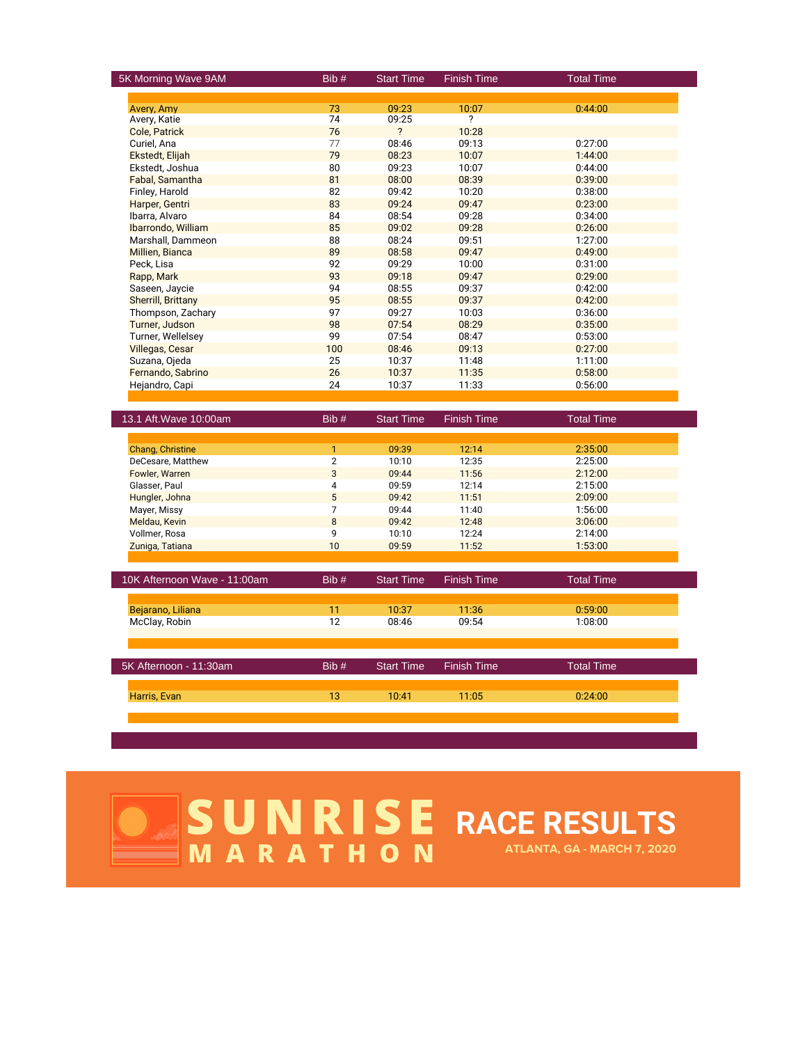| 5K Morning Wave 9AM | Bib # | Start Time | Finish Time | Total Time |
|---|---|---|---|---|
| Avery, Amy | 73 | 09:23 | 10:07 | 0:44:00 |
| Avery, Katie | 74 | 09:25 | ? | |
| Cole, Patrick | 76 | ? | 10:28 | |
| Curiel, Ana | 77 | 08:46 | 09:13 | 0:27:00 |
| Ekstedt, Elijah | 79 | 08:23 | 10:07 | 1:44:00 |
| Ekstedt, Joshua | 80 | 09:23 | 10:07 | 0:44:00 |
| Fabal, Samantha | 81 | 08:00 | 08:39 | 0:39:00 |
| Finley, Harold | 82 | 09:42 | 10:20 | 0:38:00 |
| Harper, Gentri | 83 | 09:24 | 09:47 | 0:23:00 |
| Ibarra, Alvaro | 84 | 08:54 | 09:28 | 0:34:00 |
| Ibarrondo, William | 85 | 09:02 | 09:28 | 0:26:00 |
| Marshall, Dammeon | 88 | 08:24 | 09:51 | 1:27:00 |
| Millien, Bianca | 89 | 08:58 | 09:47 | 0:49:00 |
| Peck, Lisa | 92 | 09:29 | 10:00 | 0:31:00 |
| Rapp, Mark | 93 | 09:18 | 09:47 | 0:29:00 |
| Saseen, Jaycie | 94 | 08:55 | 09:37 | 0:42:00 |
| Sherrill, Brittany | 95 | 08:55 | 09:37 | 0:42:00 |
| Thompson, Zachary | 97 | 09:27 | 10:03 | 0:36:00 |
| Turner, Judson | 98 | 07:54 | 08:29 | 0:35:00 |
| Turner, Wellelsey | 99 | 07:54 | 08:47 | 0:53:00 |
| Villegas, Cesar | 100 | 08:46 | 09:13 | 0:27:00 |
| Suzana, Ojeda | 25 | 10:37 | 11:48 | 1:11:00 |
| Fernando, Sabrino | 26 | 10:37 | 11:35 | 0:58:00 |
| Hejandro, Capi | 24 | 10:37 | 11:33 | 0:56:00 |

| 13.1 Aft.Wave 10:00am | Bib # | Start Time | Finish Time | Total Time |
|---|---|---|---|---|
| Chang, Christine | 1 | 09:39 | 12:14 | 2:35:00 |
| DeCesare, Matthew | 2 | 10:10 | 12:35 | 2:25:00 |
| Fowler, Warren | 3 | 09:44 | 11:56 | 2:12:00 |
| Glasser, Paul | 4 | 09:59 | 12:14 | 2:15:00 |
| Hungler, Johna | 5 | 09:42 | 11:51 | 2:09:00 |
| Mayer, Missy | 7 | 09:44 | 11:40 | 1:56:00 |
| Meldau, Kevin | 8 | 09:42 | 12:48 | 3:06:00 |
| Vollmer, Rosa | 9 | 10:10 | 12:24 | 2:14:00 |
| Zuniga, Tatiana | 10 | 09:59 | 11:52 | 1:53:00 |

| 10K Afternoon Wave - 11:00am | Bib # | Start Time | Finish Time | Total Time |
|---|---|---|---|---|
| Bejarano, Liliana | 11 | 10:37 | 11:36 | 0:59:00 |
| McClay, Robin | 12 | 08:46 | 09:54 | 1:08:00 |

| 5K Afternoon - 11:30am | Bib # | Start Time | Finish Time | Total Time |
|---|---|---|---|---|
| Harris, Evan | 13 | 10:41 | 11:05 | 0:24:00 |

**SUNRISE MARATHON**

**RACE RESULTS**

ATLANTA, GA - MARCH 7, 2020